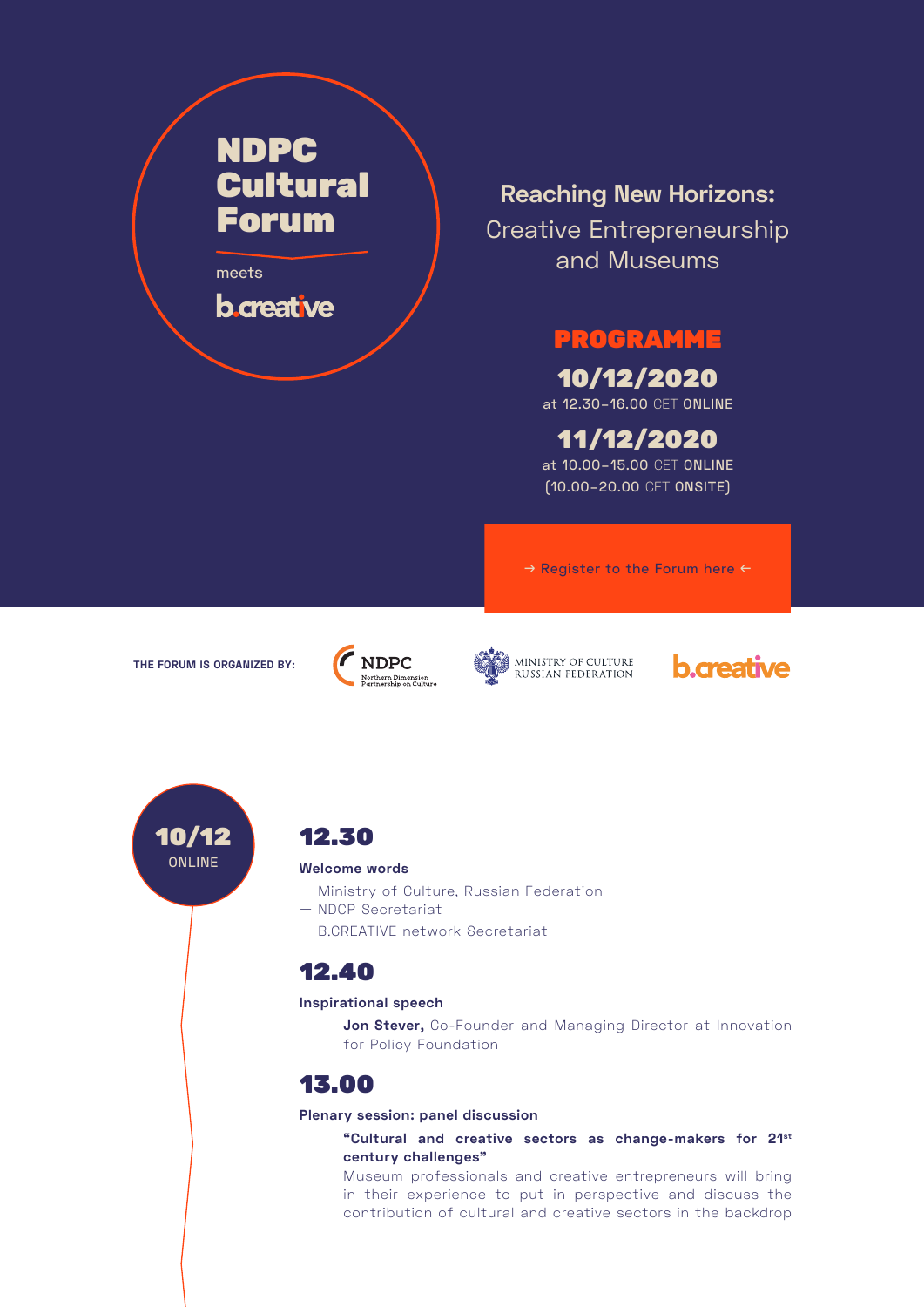# NDPC Cultural Forum

meets

b.creative

## Reaching New Horizons:

Creative Entrepreneurship and Museums

## PROGRAMME

**10/12/2020**

at 12.30–16.00 CET ONLINE

**11/12/2020**

at 10.00–15.00 CET ONLINE
(10.00–20.00 CET ONSITE)

→ Register to the Forum here ←

**THE FORUM IS ORGANIZED BY:** NDPC Northern Dimension Partnership on Culture · Ministry of Culture Russian Federation · b.creative

## 10/12 ONLINE

### 12.30

**Welcome words**

— Ministry of Culture, Russian Federation
— NDCP Secretariat
— B.CREATIVE network Secretariat

### 12.40

**Inspirational speech**

**Jon Stever,** Co-Founder and Managing Director at Innovation for Policy Foundation

### 13.00

**Plenary session: panel discussion**

**"Cultural and creative sectors as change-makers for 21st century challenges"**

Museum professionals and creative entrepreneurs will bring in their experience to put in perspective and discuss the contribution of cultural and creative sectors in the backdrop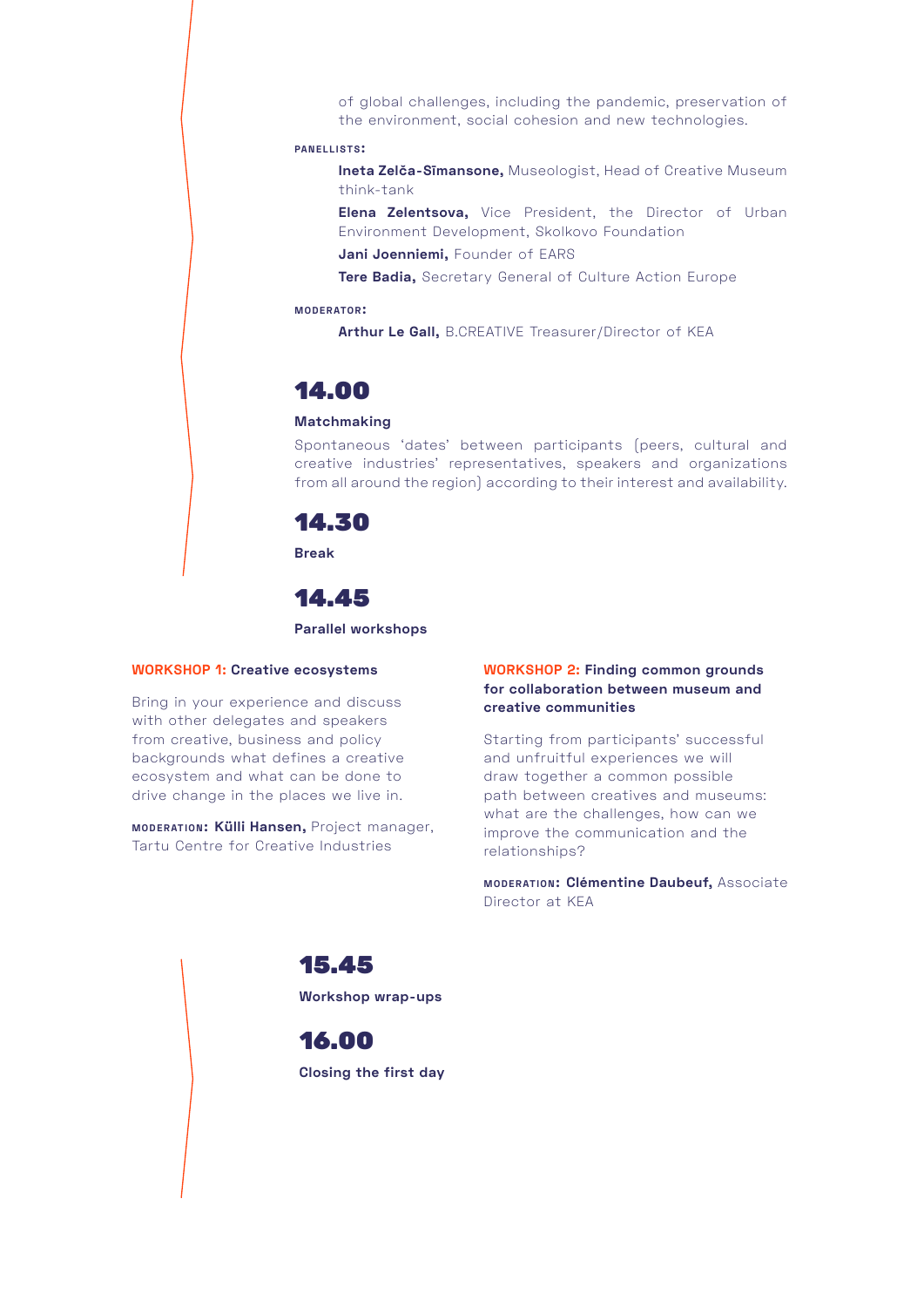of global challenges, including the pandemic, preservation of the environment, social cohesion and new technologies.

**PANELLISTS:**

**Ineta Zelča-Sīmansone,** Museologist, Head of Creative Museum think-tank

**Elena Zelentsova,** Vice President, the Director of Urban Environment Development, Skolkovo Foundation

**Jani Joenniemi,** Founder of EARS

**Tere Badia,** Secretary General of Culture Action Europe

**MODERATOR:**

**Arthur Le Gall,** B.CREATIVE Treasurer/Director of KEA

## 14.00

**Matchmaking**

Spontaneous 'dates' between participants (peers, cultural and creative industries' representatives, speakers and organizations from all around the region) according to their interest and availability.

## 14.30

**Break**

## 14.45

**Parallel workshops**

**WORKSHOP 1: Creative ecosystems**

Bring in your experience and discuss with other delegates and speakers from creative, business and policy backgrounds what defines a creative ecosystem and what can be done to drive change in the places we live in.

**MODERATION: Külli Hansen,** Project manager, Tartu Centre for Creative Industries

**WORKSHOP 2: Finding common grounds for collaboration between museum and creative communities**

Starting from participants' successful and unfruitful experiences we will draw together a common possible path between creatives and museums: what are the challenges, how can we improve the communication and the relationships?

**MODERATION: Clémentine Daubeuf,** Associate Director at KEA

## 15.45

**Workshop wrap-ups**

## 16.00

**Closing the first day**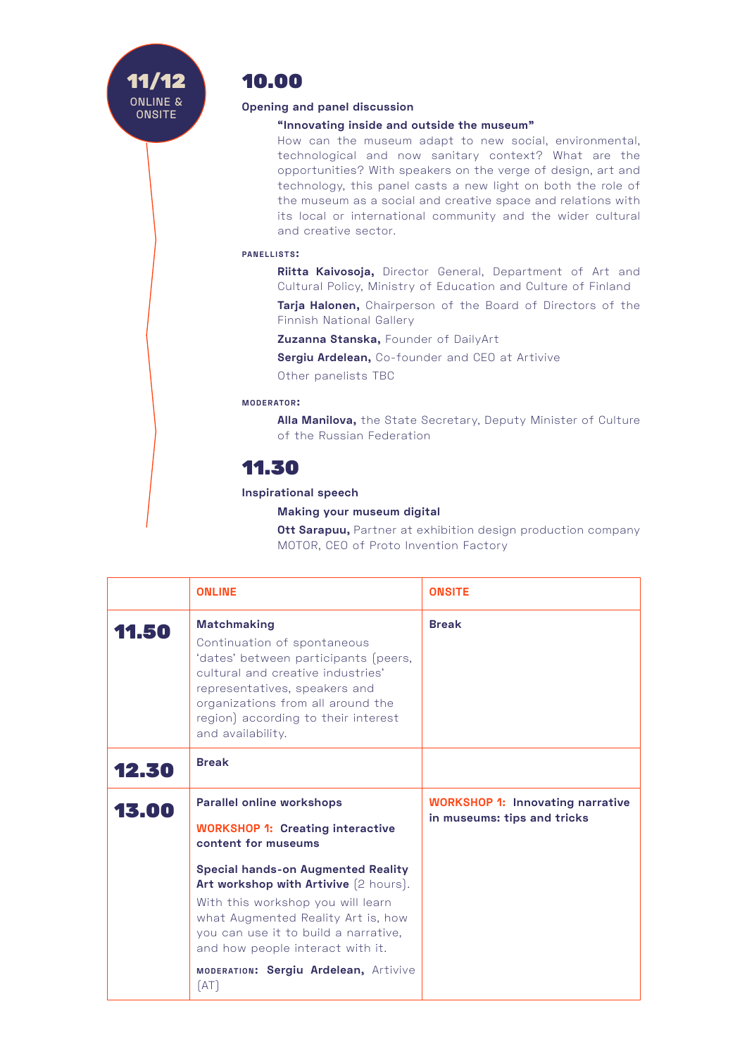**11/12**
ONLINE & ONSITE

## 10.00

**Opening and panel discussion**

**“Innovating inside and outside the museum”**

How can the museum adapt to new social, environmental, technological and now sanitary context? What are the opportunities? With speakers on the verge of design, art and technology, this panel casts a new light on both the role of the museum as a social and creative space and relations with its local or international community and the wider cultural and creative sector.

**PANELLISTS:**

**Riitta Kaivosoja,** Director General, Department of Art and Cultural Policy, Ministry of Education and Culture of Finland

**Tarja Halonen,** Chairperson of the Board of Directors of the Finnish National Gallery

**Zuzanna Stanska,** Founder of DailyArt

**Sergiu Ardelean,** Co-founder and CEO at Artivive

Other panelists TBC

**MODERATOR:**

**Alla Manilova,** the State Secretary, Deputy Minister of Culture of the Russian Federation

## 11.30

**Inspirational speech**

**Making your museum digital**

**Ott Sarapuu,** Partner at exhibition design production company MOTOR, CEO of Proto Invention Factory

| | ONLINE | ONSITE |
|---|---|---|
| **11.50** | **Matchmaking**<br>Continuation of spontaneous ‘dates’ between participants (peers, cultural and creative industries’ representatives, speakers and organizations from all around the region) according to their interest and availability. | **Break** |
| **12.30** | **Break** | |
| **13.00** | **Parallel online workshops**<br><br>**WORKSHOP 1: Creating interactive content for museums**<br><br>**Special hands-on Augmented Reality Art workshop with Artivive** (2 hours).<br>With this workshop you will learn what Augmented Reality Art is, how you can use it to build a narrative, and how people interact with it.<br><br>**MODERATION: Sergiu Ardelean,** Artivive (AT) | **WORKSHOP 1: Innovating narrative in museums: tips and tricks** |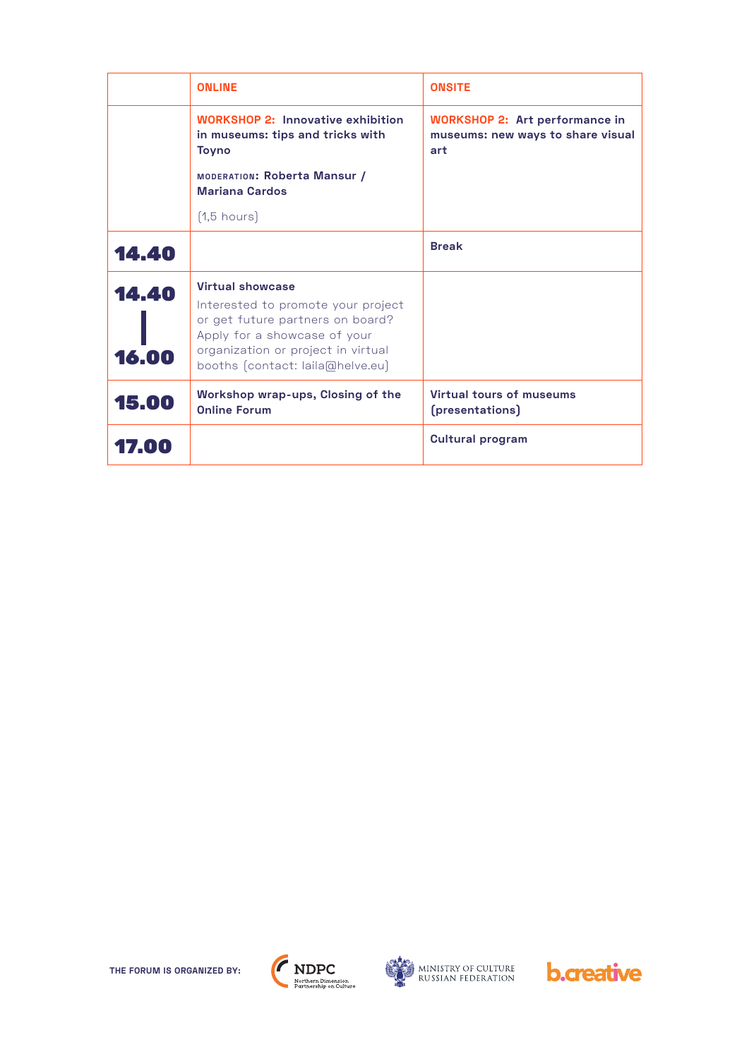| | ONLINE | ONSITE |
|---|---|---|
| | **WORKSHOP 2: Innovative exhibition in museums: tips and tricks with Toyno**<br>MODERATION: **Roberta Mansur / Mariana Cardos**<br>(1,5 hours) | **WORKSHOP 2: Art performance in museums: new ways to share visual art** |
| **14.40** | | **Break** |
| **14.40 – 16.00** | **Virtual showcase**<br>Interested to promote your project or get future partners on board? Apply for a showcase of your organization or project in virtual booths (contact: laila@helve.eu) | |
| **15.00** | **Workshop wrap-ups, Closing of the Online Forum** | **Virtual tours of museums (presentations)** |
| **17.00** | | **Cultural program** |

THE FORUM IS ORGANIZED BY: NDPC Northern Dimension Partnership on Culture; MINISTRY OF CULTURE RUSSIAN FEDERATION; b.creative